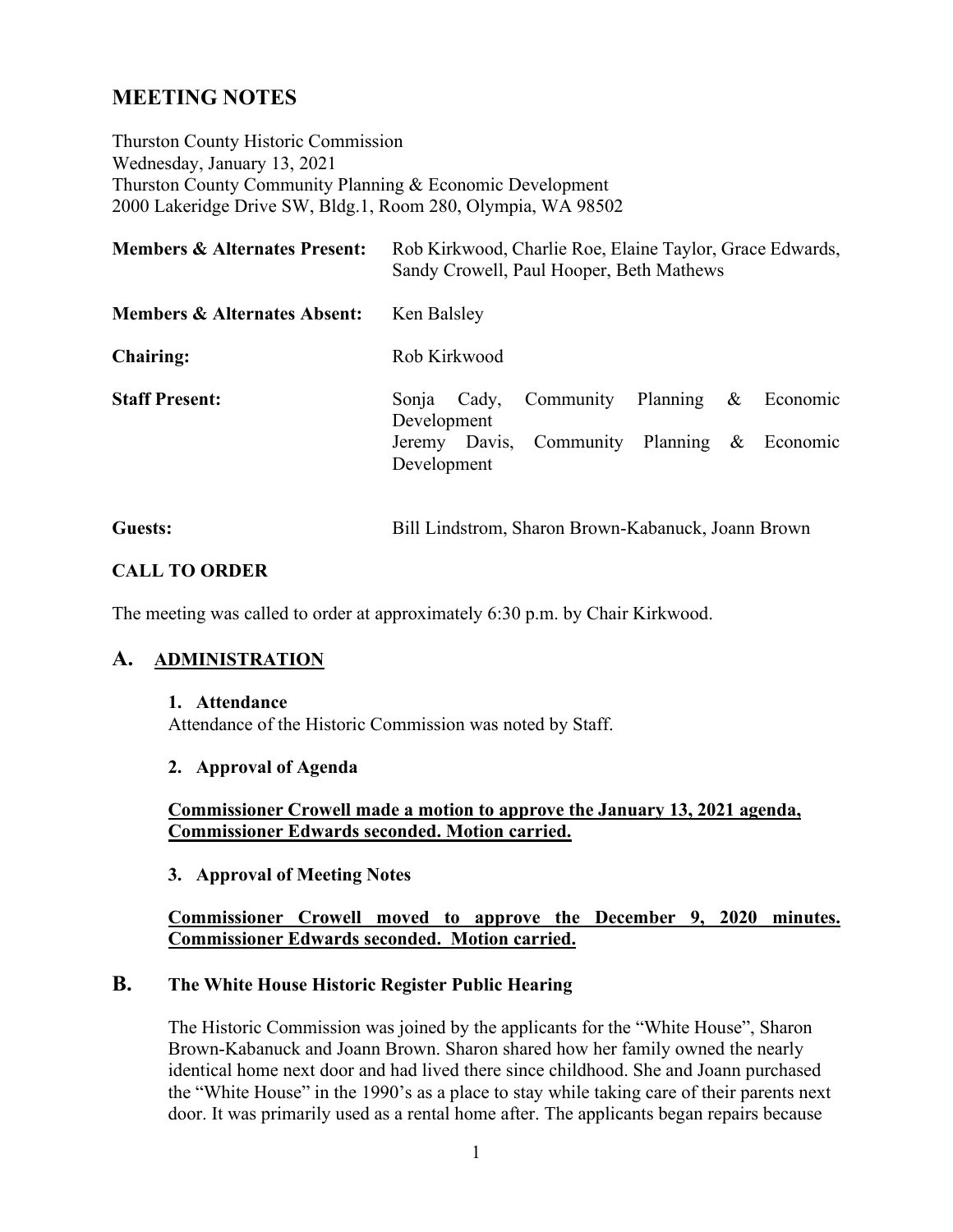# MEETING NOTES

Thurston County Historic Commission
Wednesday, January 13, 2021
Thurston County Community Planning & Economic Development
2000 Lakeridge Drive SW, Bldg.1, Room 280, Olympia, WA 98502

| | |
|---|---|
| **Members & Alternates Present:** | Rob Kirkwood, Charlie Roe, Elaine Taylor, Grace Edwards, Sandy Crowell, Paul Hooper, Beth Mathews |
| **Members & Alternates Absent:** | Ken Balsley |
| **Chairing:** | Rob Kirkwood |
| **Staff Present:** | Sonja Cady, Community Planning & Economic Development<br>Jeremy Davis, Community Planning & Economic Development |
| **Guests:** | Bill Lindstrom, Sharon Brown-Kabanuck, Joann Brown |

**CALL TO ORDER**

The meeting was called to order at approximately 6:30 p.m. by Chair Kirkwood.

## A. ADMINISTRATION

**1. Attendance**

Attendance of the Historic Commission was noted by Staff.

**2. Approval of Agenda**

**Commissioner Crowell made a motion to approve the January 13, 2021 agenda, Commissioner Edwards seconded. Motion carried.**

**3. Approval of Meeting Notes**

**Commissioner Crowell moved to approve the December 9, 2020 minutes. Commissioner Edwards seconded. Motion carried.**

## B. The White House Historic Register Public Hearing

The Historic Commission was joined by the applicants for the "White House", Sharon Brown-Kabanuck and Joann Brown. Sharon shared how her family owned the nearly identical home next door and had lived there since childhood. She and Joann purchased the "White House" in the 1990's as a place to stay while taking care of their parents next door. It was primarily used as a rental home after. The applicants began repairs because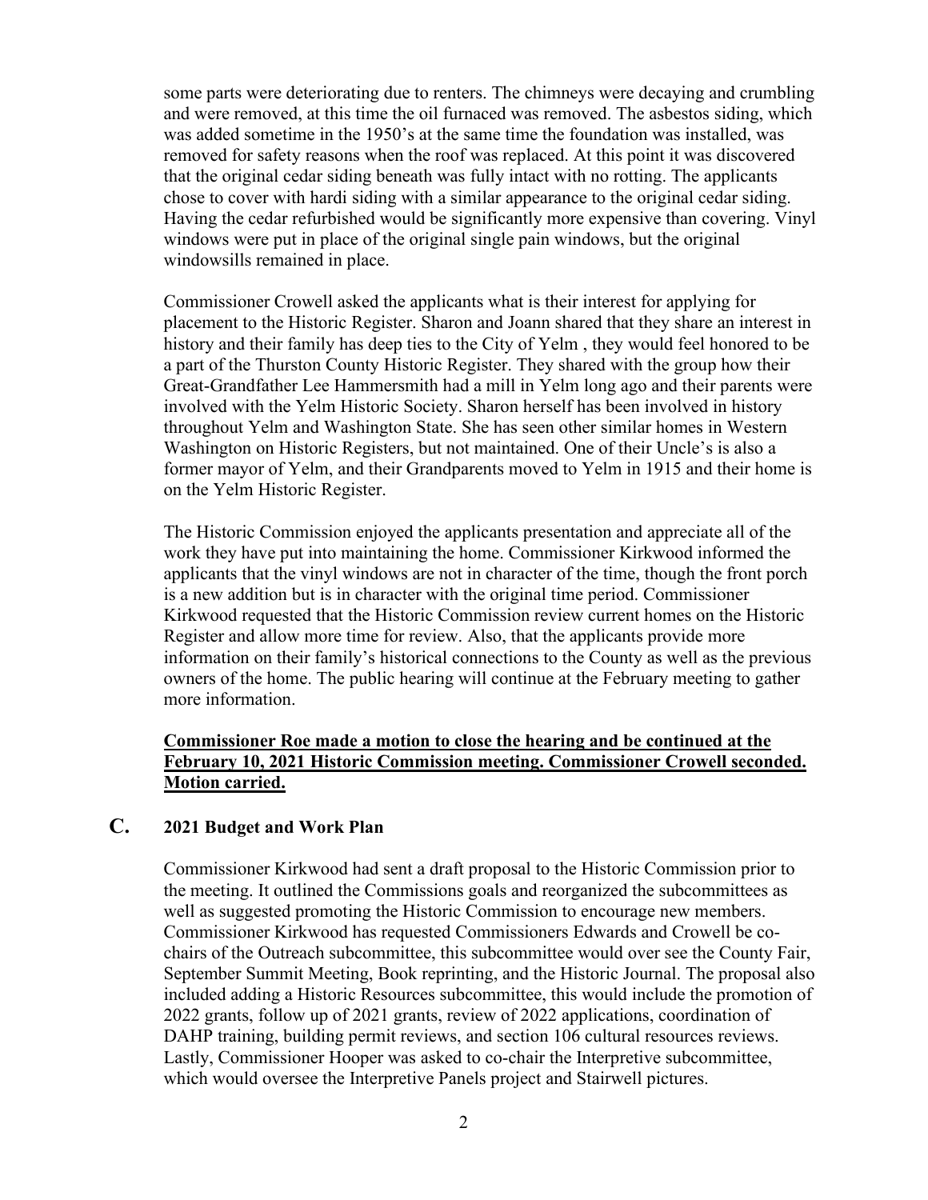some parts were deteriorating due to renters. The chimneys were decaying and crumbling and were removed, at this time the oil furnaced was removed. The asbestos siding, which was added sometime in the 1950's at the same time the foundation was installed, was removed for safety reasons when the roof was replaced. At this point it was discovered that the original cedar siding beneath was fully intact with no rotting. The applicants chose to cover with hardi siding with a similar appearance to the original cedar siding. Having the cedar refurbished would be significantly more expensive than covering. Vinyl windows were put in place of the original single pain windows, but the original windowsills remained in place.

Commissioner Crowell asked the applicants what is their interest for applying for placement to the Historic Register. Sharon and Joann shared that they share an interest in history and their family has deep ties to the City of Yelm , they would feel honored to be a part of the Thurston County Historic Register. They shared with the group how their Great-Grandfather Lee Hammersmith had a mill in Yelm long ago and their parents were involved with the Yelm Historic Society. Sharon herself has been involved in history throughout Yelm and Washington State. She has seen other similar homes in Western Washington on Historic Registers, but not maintained. One of their Uncle's is also a former mayor of Yelm, and their Grandparents moved to Yelm in 1915 and their home is on the Yelm Historic Register.

The Historic Commission enjoyed the applicants presentation and appreciate all of the work they have put into maintaining the home. Commissioner Kirkwood informed the applicants that the vinyl windows are not in character of the time, though the front porch is a new addition but is in character with the original time period. Commissioner Kirkwood requested that the Historic Commission review current homes on the Historic Register and allow more time for review. Also, that the applicants provide more information on their family's historical connections to the County as well as the previous owners of the home. The public hearing will continue at the February meeting to gather more information.

**Commissioner Roe made a motion to close the hearing and be continued at the February 10, 2021 Historic Commission meeting. Commissioner Crowell seconded. Motion carried.**

## C. 2021 Budget and Work Plan

Commissioner Kirkwood had sent a draft proposal to the Historic Commission prior to the meeting. It outlined the Commissions goals and reorganized the subcommittees as well as suggested promoting the Historic Commission to encourage new members. Commissioner Kirkwood has requested Commissioners Edwards and Crowell be co-chairs of the Outreach subcommittee, this subcommittee would over see the County Fair, September Summit Meeting, Book reprinting, and the Historic Journal. The proposal also included adding a Historic Resources subcommittee, this would include the promotion of 2022 grants, follow up of 2021 grants, review of 2022 applications, coordination of DAHP training, building permit reviews, and section 106 cultural resources reviews. Lastly, Commissioner Hooper was asked to co-chair the Interpretive subcommittee, which would oversee the Interpretive Panels project and Stairwell pictures.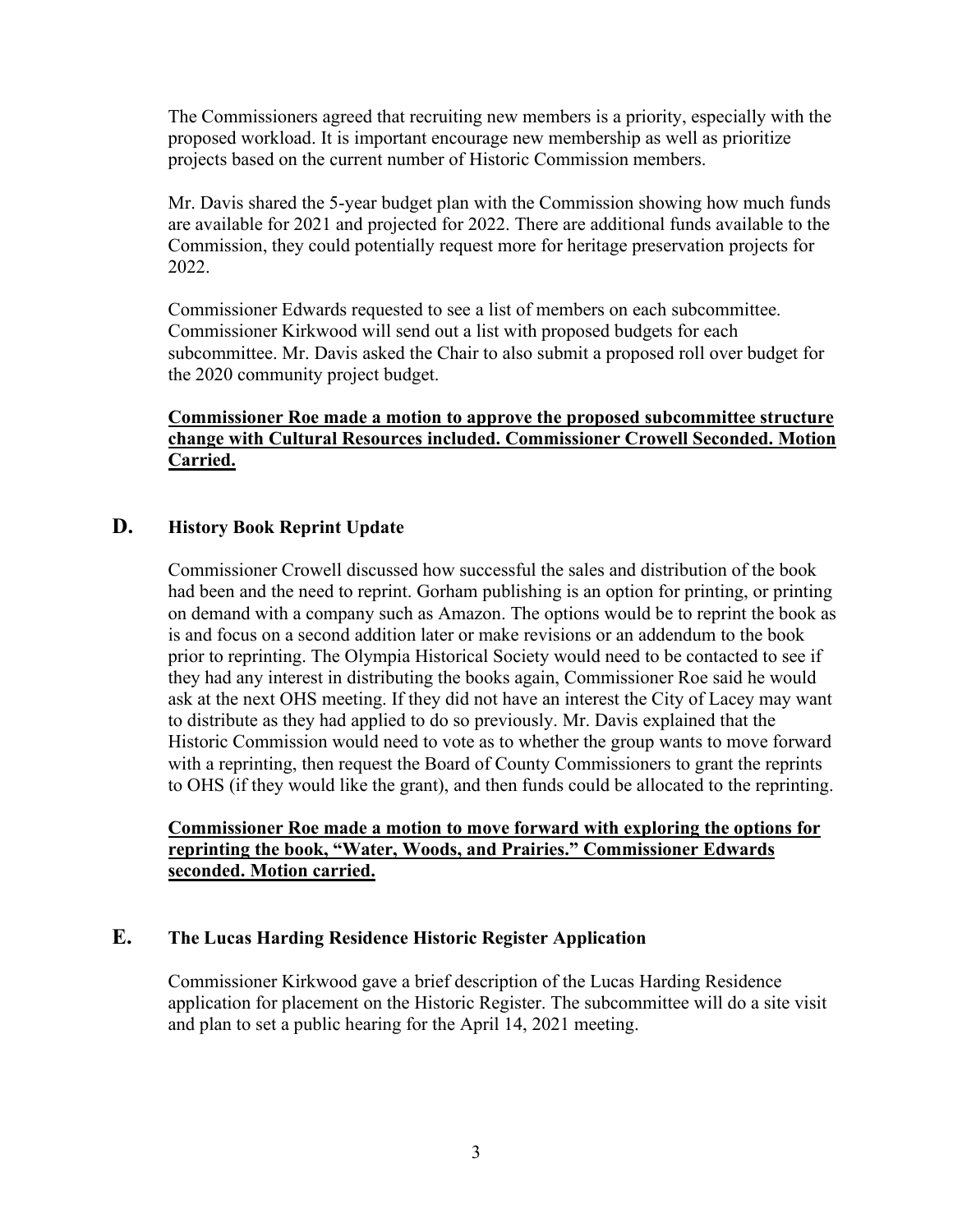The Commissioners agreed that recruiting new members is a priority, especially with the proposed workload. It is important encourage new membership as well as prioritize projects based on the current number of Historic Commission members.

Mr. Davis shared the 5-year budget plan with the Commission showing how much funds are available for 2021 and projected for 2022. There are additional funds available to the Commission, they could potentially request more for heritage preservation projects for 2022.

Commissioner Edwards requested to see a list of members on each subcommittee. Commissioner Kirkwood will send out a list with proposed budgets for each subcommittee. Mr. Davis asked the Chair to also submit a proposed roll over budget for the 2020 community project budget.

**Commissioner Roe made a motion to approve the proposed subcommittee structure change with Cultural Resources included. Commissioner Crowell Seconded. Motion Carried.**

## D. History Book Reprint Update

Commissioner Crowell discussed how successful the sales and distribution of the book had been and the need to reprint. Gorham publishing is an option for printing, or printing on demand with a company such as Amazon. The options would be to reprint the book as is and focus on a second addition later or make revisions or an addendum to the book prior to reprinting. The Olympia Historical Society would need to be contacted to see if they had any interest in distributing the books again, Commissioner Roe said he would ask at the next OHS meeting. If they did not have an interest the City of Lacey may want to distribute as they had applied to do so previously. Mr. Davis explained that the Historic Commission would need to vote as to whether the group wants to move forward with a reprinting, then request the Board of County Commissioners to grant the reprints to OHS (if they would like the grant), and then funds could be allocated to the reprinting.

**Commissioner Roe made a motion to move forward with exploring the options for reprinting the book, "Water, Woods, and Prairies." Commissioner Edwards seconded. Motion carried.**

## E. The Lucas Harding Residence Historic Register Application

Commissioner Kirkwood gave a brief description of the Lucas Harding Residence application for placement on the Historic Register. The subcommittee will do a site visit and plan to set a public hearing for the April 14, 2021 meeting.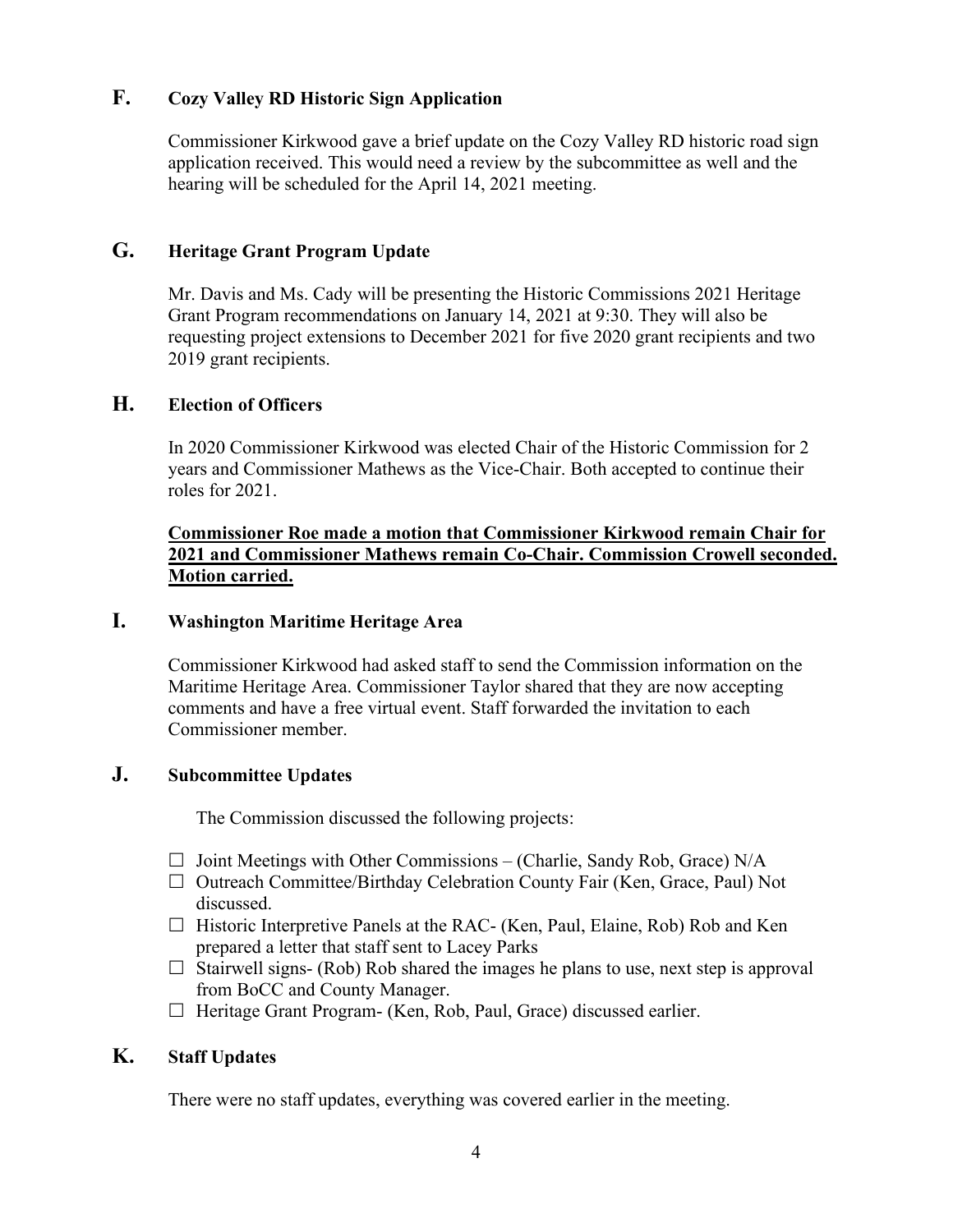## F. Cozy Valley RD Historic Sign Application

Commissioner Kirkwood gave a brief update on the Cozy Valley RD historic road sign application received. This would need a review by the subcommittee as well and the hearing will be scheduled for the April 14, 2021 meeting.

## G. Heritage Grant Program Update

Mr. Davis and Ms. Cady will be presenting the Historic Commissions 2021 Heritage Grant Program recommendations on January 14, 2021 at 9:30. They will also be requesting project extensions to December 2021 for five 2020 grant recipients and two 2019 grant recipients.

## H. Election of Officers

In 2020 Commissioner Kirkwood was elected Chair of the Historic Commission for 2 years and Commissioner Mathews as the Vice-Chair. Both accepted to continue their roles for 2021.

**Commissioner Roe made a motion that Commissioner Kirkwood remain Chair for 2021 and Commissioner Mathews remain Co-Chair. Commission Crowell seconded. Motion carried.**

## I. Washington Maritime Heritage Area

Commissioner Kirkwood had asked staff to send the Commission information on the Maritime Heritage Area. Commissioner Taylor shared that they are now accepting comments and have a free virtual event. Staff forwarded the invitation to each Commissioner member.

## J. Subcommittee Updates

The Commission discussed the following projects:

- ☐ Joint Meetings with Other Commissions – (Charlie, Sandy Rob, Grace) N/A
- ☐ Outreach Committee/Birthday Celebration County Fair (Ken, Grace, Paul) Not discussed.
- ☐ Historic Interpretive Panels at the RAC- (Ken, Paul, Elaine, Rob) Rob and Ken prepared a letter that staff sent to Lacey Parks
- ☐ Stairwell signs- (Rob) Rob shared the images he plans to use, next step is approval from BoCC and County Manager.
- ☐ Heritage Grant Program- (Ken, Rob, Paul, Grace) discussed earlier.

## K. Staff Updates

There were no staff updates, everything was covered earlier in the meeting.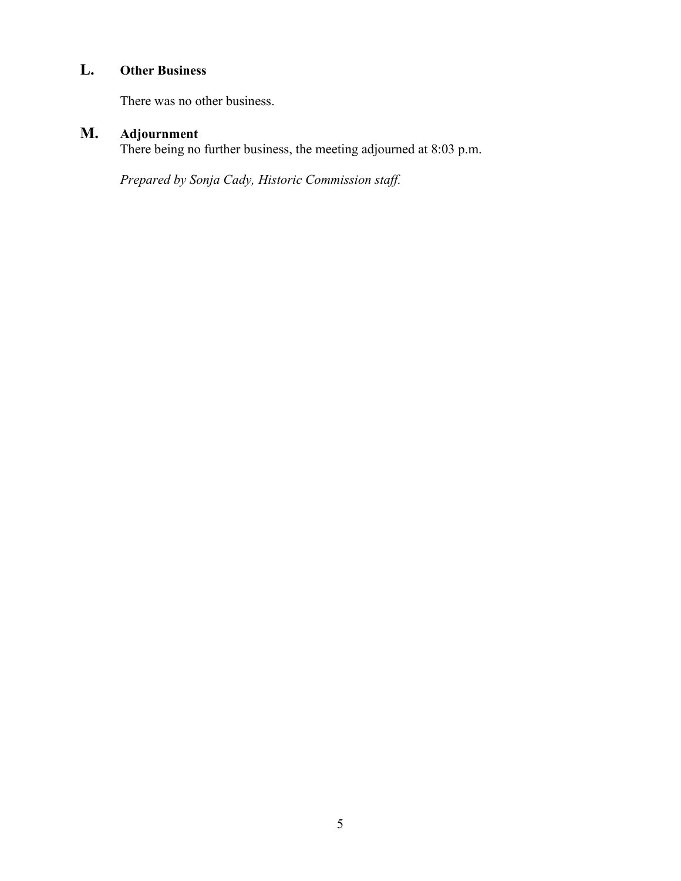## L. Other Business

There was no other business.

## M. Adjournment

There being no further business, the meeting adjourned at 8:03 p.m.

*Prepared by Sonja Cady, Historic Commission staff.*